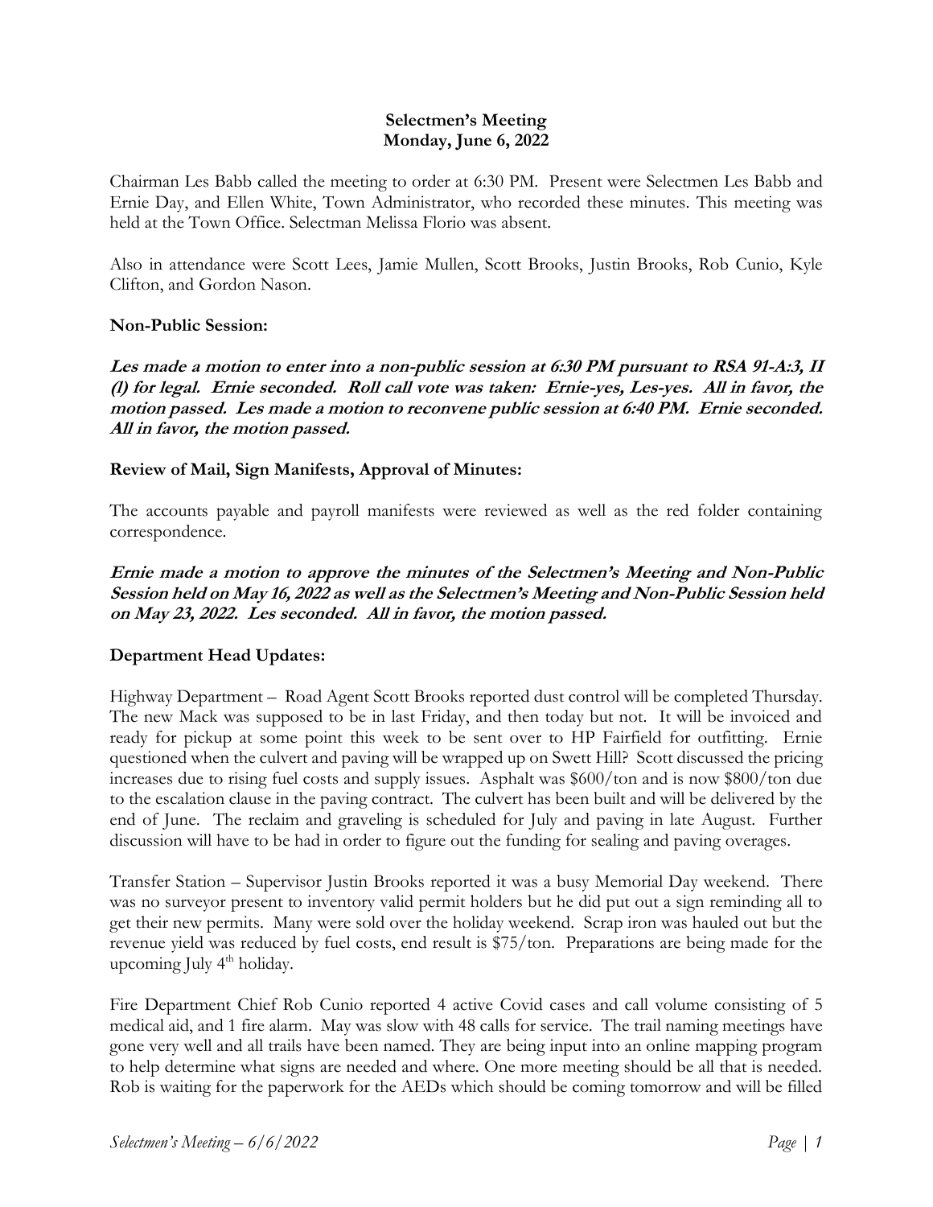**Selectmen's Meeting**
**Monday, June 6, 2022**

Chairman Les Babb called the meeting to order at 6:30 PM. Present were Selectmen Les Babb and Ernie Day, and Ellen White, Town Administrator, who recorded these minutes. This meeting was held at the Town Office. Selectman Melissa Florio was absent.

Also in attendance were Scott Lees, Jamie Mullen, Scott Brooks, Justin Brooks, Rob Cunio, Kyle Clifton, and Gordon Nason.

**Non-Public Session:**

***Les made a motion to enter into a non-public session at 6:30 PM pursuant to RSA 91-A:3, II (l) for legal. Ernie seconded. Roll call vote was taken: Ernie-yes, Les-yes. All in favor, the motion passed. Les made a motion to reconvene public session at 6:40 PM. Ernie seconded. All in favor, the motion passed.***

**Review of Mail, Sign Manifests, Approval of Minutes:**

The accounts payable and payroll manifests were reviewed as well as the red folder containing correspondence.

***Ernie made a motion to approve the minutes of the Selectmen's Meeting and Non-Public Session held on May 16, 2022 as well as the Selectmen's Meeting and Non-Public Session held on May 23, 2022. Les seconded. All in favor, the motion passed.***

**Department Head Updates:**

Highway Department – Road Agent Scott Brooks reported dust control will be completed Thursday. The new Mack was supposed to be in last Friday, and then today but not. It will be invoiced and ready for pickup at some point this week to be sent over to HP Fairfield for outfitting. Ernie questioned when the culvert and paving will be wrapped up on Swett Hill? Scott discussed the pricing increases due to rising fuel costs and supply issues. Asphalt was $600/ton and is now $800/ton due to the escalation clause in the paving contract. The culvert has been built and will be delivered by the end of June. The reclaim and graveling is scheduled for July and paving in late August. Further discussion will have to be had in order to figure out the funding for sealing and paving overages.

Transfer Station – Supervisor Justin Brooks reported it was a busy Memorial Day weekend. There was no surveyor present to inventory valid permit holders but he did put out a sign reminding all to get their new permits. Many were sold over the holiday weekend. Scrap iron was hauled out but the revenue yield was reduced by fuel costs, end result is $75/ton. Preparations are being made for the upcoming July 4th holiday.

Fire Department Chief Rob Cunio reported 4 active Covid cases and call volume consisting of 5 medical aid, and 1 fire alarm. May was slow with 48 calls for service. The trail naming meetings have gone very well and all trails have been named. They are being input into an online mapping program to help determine what signs are needed and where. One more meeting should be all that is needed. Rob is waiting for the paperwork for the AEDs which should be coming tomorrow and will be filled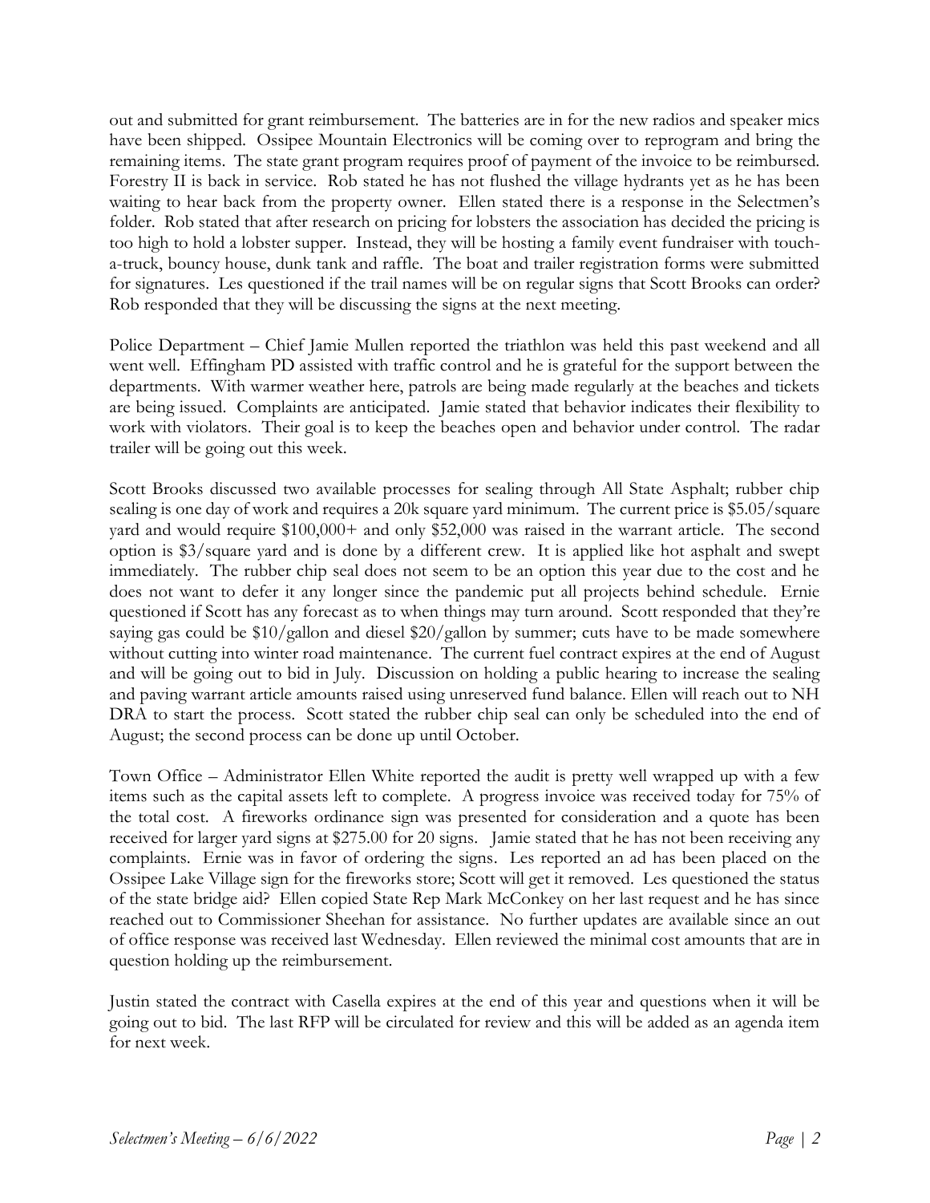out and submitted for grant reimbursement. The batteries are in for the new radios and speaker mics have been shipped. Ossipee Mountain Electronics will be coming over to reprogram and bring the remaining items. The state grant program requires proof of payment of the invoice to be reimbursed. Forestry II is back in service. Rob stated he has not flushed the village hydrants yet as he has been waiting to hear back from the property owner. Ellen stated there is a response in the Selectmen's folder. Rob stated that after research on pricing for lobsters the association has decided the pricing is too high to hold a lobster supper. Instead, they will be hosting a family event fundraiser with touch-a-truck, bouncy house, dunk tank and raffle. The boat and trailer registration forms were submitted for signatures. Les questioned if the trail names will be on regular signs that Scott Brooks can order? Rob responded that they will be discussing the signs at the next meeting.

Police Department – Chief Jamie Mullen reported the triathlon was held this past weekend and all went well. Effingham PD assisted with traffic control and he is grateful for the support between the departments. With warmer weather here, patrols are being made regularly at the beaches and tickets are being issued. Complaints are anticipated. Jamie stated that behavior indicates their flexibility to work with violators. Their goal is to keep the beaches open and behavior under control. The radar trailer will be going out this week.

Scott Brooks discussed two available processes for sealing through All State Asphalt; rubber chip sealing is one day of work and requires a 20k square yard minimum. The current price is $5.05/square yard and would require $100,000+ and only $52,000 was raised in the warrant article. The second option is $3/square yard and is done by a different crew. It is applied like hot asphalt and swept immediately. The rubber chip seal does not seem to be an option this year due to the cost and he does not want to defer it any longer since the pandemic put all projects behind schedule. Ernie questioned if Scott has any forecast as to when things may turn around. Scott responded that they're saying gas could be $10/gallon and diesel $20/gallon by summer; cuts have to be made somewhere without cutting into winter road maintenance. The current fuel contract expires at the end of August and will be going out to bid in July. Discussion on holding a public hearing to increase the sealing and paving warrant article amounts raised using unreserved fund balance. Ellen will reach out to NH DRA to start the process. Scott stated the rubber chip seal can only be scheduled into the end of August; the second process can be done up until October.

Town Office – Administrator Ellen White reported the audit is pretty well wrapped up with a few items such as the capital assets left to complete. A progress invoice was received today for 75% of the total cost. A fireworks ordinance sign was presented for consideration and a quote has been received for larger yard signs at $275.00 for 20 signs. Jamie stated that he has not been receiving any complaints. Ernie was in favor of ordering the signs. Les reported an ad has been placed on the Ossipee Lake Village sign for the fireworks store; Scott will get it removed. Les questioned the status of the state bridge aid? Ellen copied State Rep Mark McConkey on her last request and he has since reached out to Commissioner Sheehan for assistance. No further updates are available since an out of office response was received last Wednesday. Ellen reviewed the minimal cost amounts that are in question holding up the reimbursement.

Justin stated the contract with Casella expires at the end of this year and questions when it will be going out to bid. The last RFP will be circulated for review and this will be added as an agenda item for next week.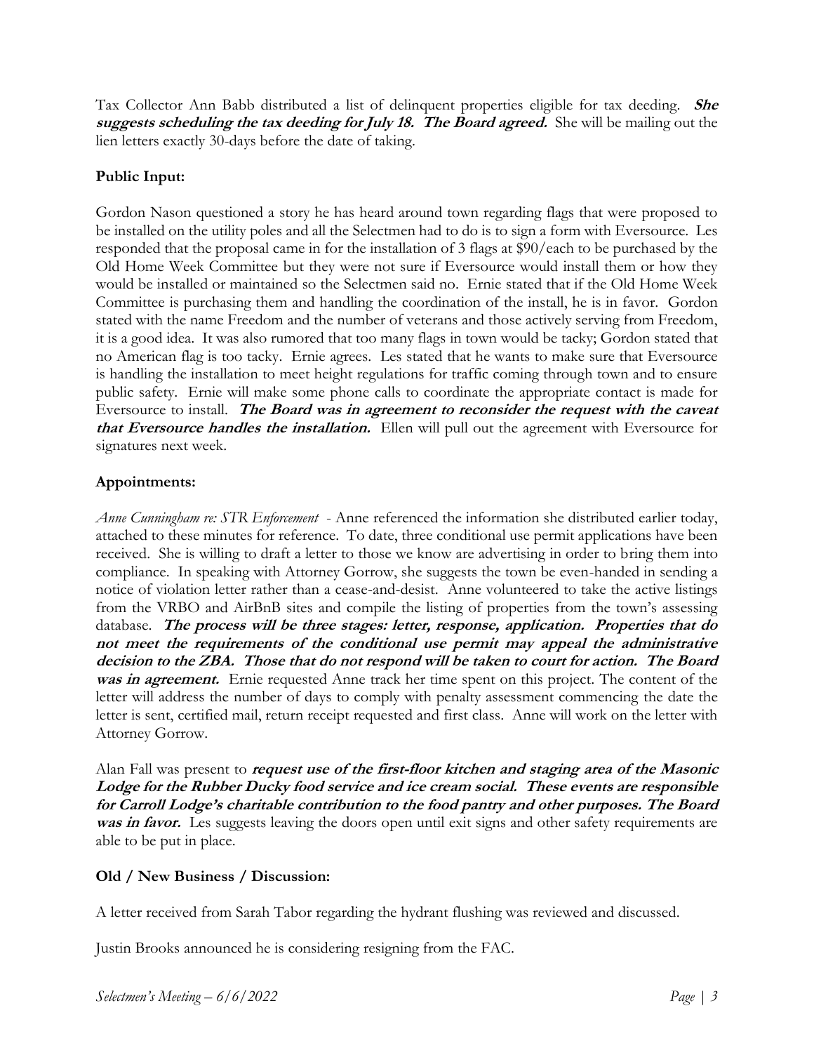Tax Collector Ann Babb distributed a list of delinquent properties eligible for tax deeding. ***She suggests scheduling the tax deeding for July 18. The Board agreed.*** She will be mailing out the lien letters exactly 30-days before the date of taking.

**Public Input:**

Gordon Nason questioned a story he has heard around town regarding flags that were proposed to be installed on the utility poles and all the Selectmen had to do is to sign a form with Eversource. Les responded that the proposal came in for the installation of 3 flags at $90/each to be purchased by the Old Home Week Committee but they were not sure if Eversource would install them or how they would be installed or maintained so the Selectmen said no. Ernie stated that if the Old Home Week Committee is purchasing them and handling the coordination of the install, he is in favor. Gordon stated with the name Freedom and the number of veterans and those actively serving from Freedom, it is a good idea. It was also rumored that too many flags in town would be tacky; Gordon stated that no American flag is too tacky. Ernie agrees. Les stated that he wants to make sure that Eversource is handling the installation to meet height regulations for traffic coming through town and to ensure public safety. Ernie will make some phone calls to coordinate the appropriate contact is made for Eversource to install. ***The Board was in agreement to reconsider the request with the caveat that Eversource handles the installation.*** Ellen will pull out the agreement with Eversource for signatures next week.

**Appointments:**

*Anne Cunningham re: STR Enforcement* - Anne referenced the information she distributed earlier today, attached to these minutes for reference. To date, three conditional use permit applications have been received. She is willing to draft a letter to those we know are advertising in order to bring them into compliance. In speaking with Attorney Gorrow, she suggests the town be even-handed in sending a notice of violation letter rather than a cease-and-desist. Anne volunteered to take the active listings from the VRBO and AirBnB sites and compile the listing of properties from the town's assessing database. ***The process will be three stages: letter, response, application. Properties that do not meet the requirements of the conditional use permit may appeal the administrative decision to the ZBA. Those that do not respond will be taken to court for action. The Board was in agreement.*** Ernie requested Anne track her time spent on this project. The content of the letter will address the number of days to comply with penalty assessment commencing the date the letter is sent, certified mail, return receipt requested and first class. Anne will work on the letter with Attorney Gorrow.

Alan Fall was present to ***request use of the first-floor kitchen and staging area of the Masonic Lodge for the Rubber Ducky food service and ice cream social. These events are responsible for Carroll Lodge's charitable contribution to the food pantry and other purposes. The Board was in favor.*** Les suggests leaving the doors open until exit signs and other safety requirements are able to be put in place.

**Old / New Business / Discussion:**

A letter received from Sarah Tabor regarding the hydrant flushing was reviewed and discussed.

Justin Brooks announced he is considering resigning from the FAC.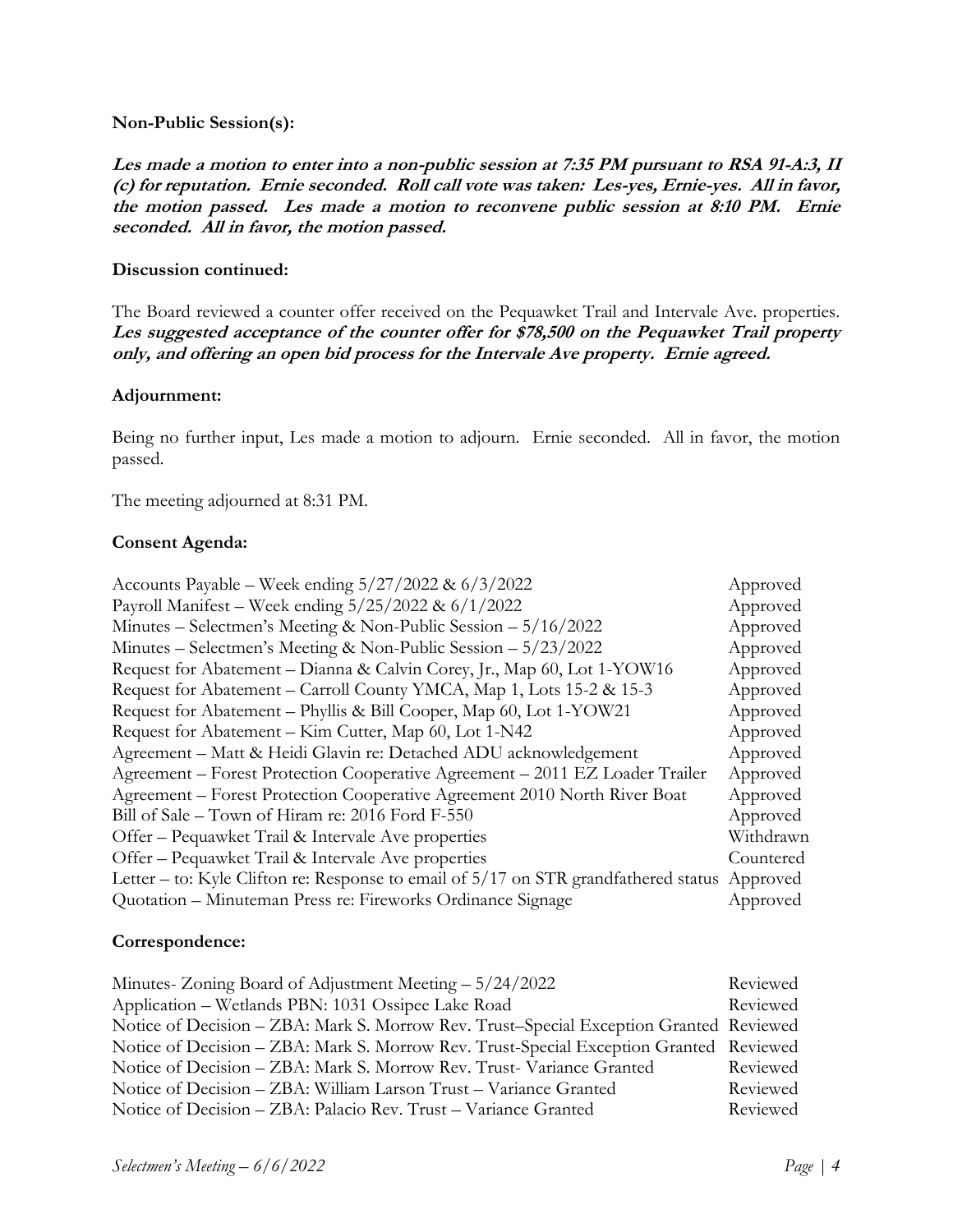**Non-Public Session(s):**

***Les made a motion to enter into a non-public session at 7:35 PM pursuant to RSA 91-A:3, II (c) for reputation. Ernie seconded. Roll call vote was taken: Les-yes, Ernie-yes. All in favor, the motion passed. Les made a motion to reconvene public session at 8:10 PM. Ernie seconded. All in favor, the motion passed.***

**Discussion continued:**

The Board reviewed a counter offer received on the Pequawket Trail and Intervale Ave. properties. ***Les suggested acceptance of the counter offer for $78,500 on the Pequawket Trail property only, and offering an open bid process for the Intervale Ave property. Ernie agreed.***

**Adjournment:**

Being no further input, Les made a motion to adjourn. Ernie seconded. All in favor, the motion passed.

The meeting adjourned at 8:31 PM.

**Consent Agenda:**

| | |
|---|---|
| Accounts Payable – Week ending 5/27/2022 & 6/3/2022 | Approved |
| Payroll Manifest – Week ending 5/25/2022 & 6/1/2022 | Approved |
| Minutes – Selectmen's Meeting & Non-Public Session – 5/16/2022 | Approved |
| Minutes – Selectmen's Meeting & Non-Public Session – 5/23/2022 | Approved |
| Request for Abatement – Dianna & Calvin Corey, Jr., Map 60, Lot 1-YOW16 | Approved |
| Request for Abatement – Carroll County YMCA, Map 1, Lots 15-2 & 15-3 | Approved |
| Request for Abatement – Phyllis & Bill Cooper, Map 60, Lot 1-YOW21 | Approved |
| Request for Abatement – Kim Cutter, Map 60, Lot 1-N42 | Approved |
| Agreement – Matt & Heidi Glavin re: Detached ADU acknowledgement | Approved |
| Agreement – Forest Protection Cooperative Agreement – 2011 EZ Loader Trailer | Approved |
| Agreement – Forest Protection Cooperative Agreement 2010 North River Boat | Approved |
| Bill of Sale – Town of Hiram re: 2016 Ford F-550 | Approved |
| Offer – Pequawket Trail & Intervale Ave properties | Withdrawn |
| Offer – Pequawket Trail & Intervale Ave properties | Countered |
| Letter – to: Kyle Clifton re: Response to email of 5/17 on STR grandfathered status | Approved |
| Quotation – Minuteman Press re: Fireworks Ordinance Signage | Approved |

**Correspondence:**

| | |
|---|---|
| Minutes- Zoning Board of Adjustment Meeting – 5/24/2022 | Reviewed |
| Application – Wetlands PBN: 1031 Ossipee Lake Road | Reviewed |
| Notice of Decision – ZBA: Mark S. Morrow Rev. Trust–Special Exception Granted | Reviewed |
| Notice of Decision – ZBA: Mark S. Morrow Rev. Trust-Special Exception Granted | Reviewed |
| Notice of Decision – ZBA: Mark S. Morrow Rev. Trust- Variance Granted | Reviewed |
| Notice of Decision – ZBA: William Larson Trust – Variance Granted | Reviewed |
| Notice of Decision – ZBA: Palacio Rev. Trust – Variance Granted | Reviewed |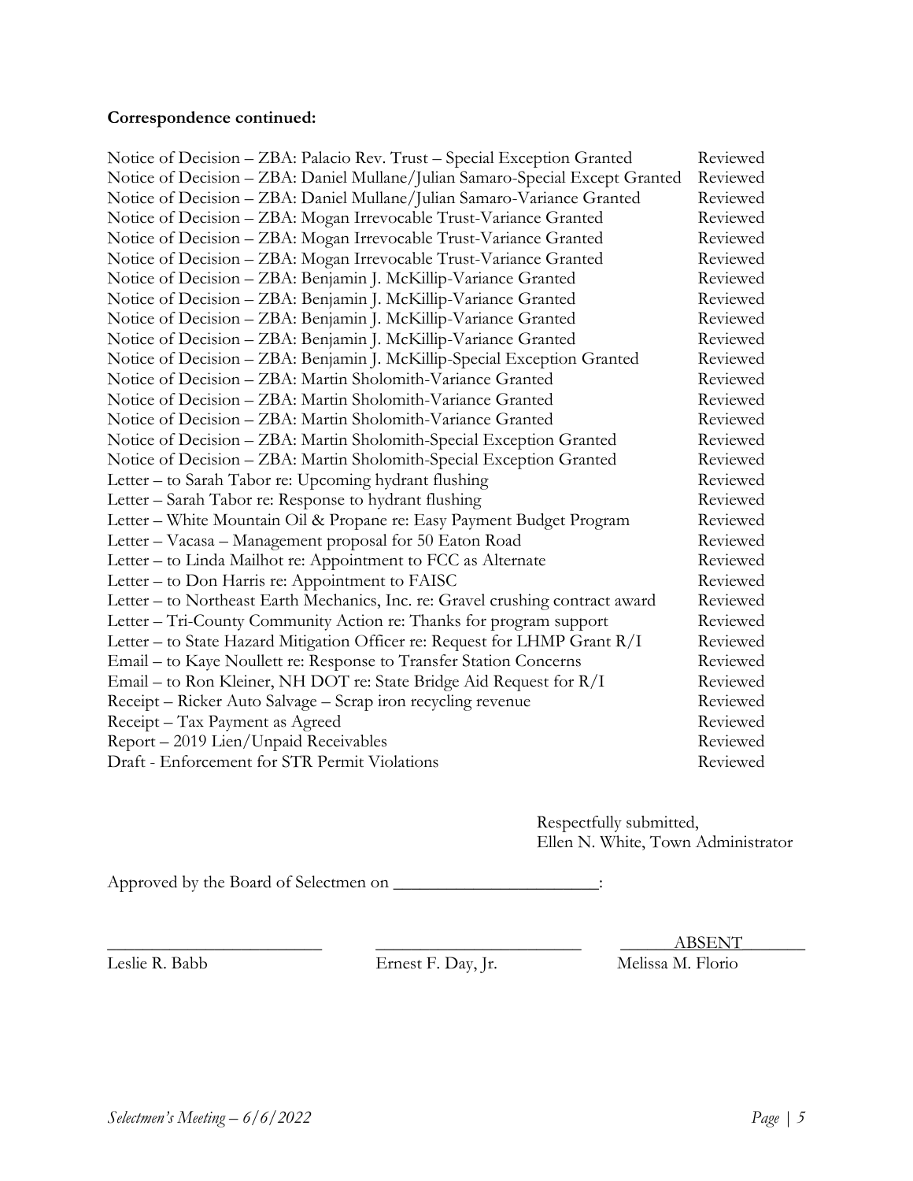**Correspondence continued:**

| | |
|---|---|
| Notice of Decision – ZBA: Palacio Rev. Trust – Special Exception Granted | Reviewed |
| Notice of Decision – ZBA: Daniel Mullane/Julian Samaro-Special Except Granted | Reviewed |
| Notice of Decision – ZBA: Daniel Mullane/Julian Samaro-Variance Granted | Reviewed |
| Notice of Decision – ZBA: Mogan Irrevocable Trust-Variance Granted | Reviewed |
| Notice of Decision – ZBA: Mogan Irrevocable Trust-Variance Granted | Reviewed |
| Notice of Decision – ZBA: Mogan Irrevocable Trust-Variance Granted | Reviewed |
| Notice of Decision – ZBA: Benjamin J. McKillip-Variance Granted | Reviewed |
| Notice of Decision – ZBA: Benjamin J. McKillip-Variance Granted | Reviewed |
| Notice of Decision – ZBA: Benjamin J. McKillip-Variance Granted | Reviewed |
| Notice of Decision – ZBA: Benjamin J. McKillip-Variance Granted | Reviewed |
| Notice of Decision – ZBA: Benjamin J. McKillip-Special Exception Granted | Reviewed |
| Notice of Decision – ZBA: Martin Sholomith-Variance Granted | Reviewed |
| Notice of Decision – ZBA: Martin Sholomith-Variance Granted | Reviewed |
| Notice of Decision – ZBA: Martin Sholomith-Variance Granted | Reviewed |
| Notice of Decision – ZBA: Martin Sholomith-Special Exception Granted | Reviewed |
| Notice of Decision – ZBA: Martin Sholomith-Special Exception Granted | Reviewed |
| Letter – to Sarah Tabor re: Upcoming hydrant flushing | Reviewed |
| Letter – Sarah Tabor re: Response to hydrant flushing | Reviewed |
| Letter – White Mountain Oil & Propane re: Easy Payment Budget Program | Reviewed |
| Letter – Vacasa – Management proposal for 50 Eaton Road | Reviewed |
| Letter – to Linda Mailhot re: Appointment to FCC as Alternate | Reviewed |
| Letter – to Don Harris re: Appointment to FAISC | Reviewed |
| Letter – to Northeast Earth Mechanics, Inc. re: Gravel crushing contract award | Reviewed |
| Letter – Tri-County Community Action re: Thanks for program support | Reviewed |
| Letter – to State Hazard Mitigation Officer re: Request for LHMP Grant R/I | Reviewed |
| Email – to Kaye Noullett re: Response to Transfer Station Concerns | Reviewed |
| Email – to Ron Kleiner, NH DOT re: State Bridge Aid Request for R/I | Reviewed |
| Receipt – Ricker Auto Salvage – Scrap iron recycling revenue | Reviewed |
| Receipt – Tax Payment as Agreed | Reviewed |
| Report – 2019 Lien/Unpaid Receivables | Reviewed |
| Draft - Enforcement for STR Permit Violations | Reviewed |

Respectfully submitted,
Ellen N. White, Town Administrator

Approved by the Board of Selectmen on ________________________:

| ________________________ | ________________________ | ______ABSENT_______ |
|---|---|---|
| Leslie R. Babb | Ernest F. Day, Jr. | Melissa M. Florio |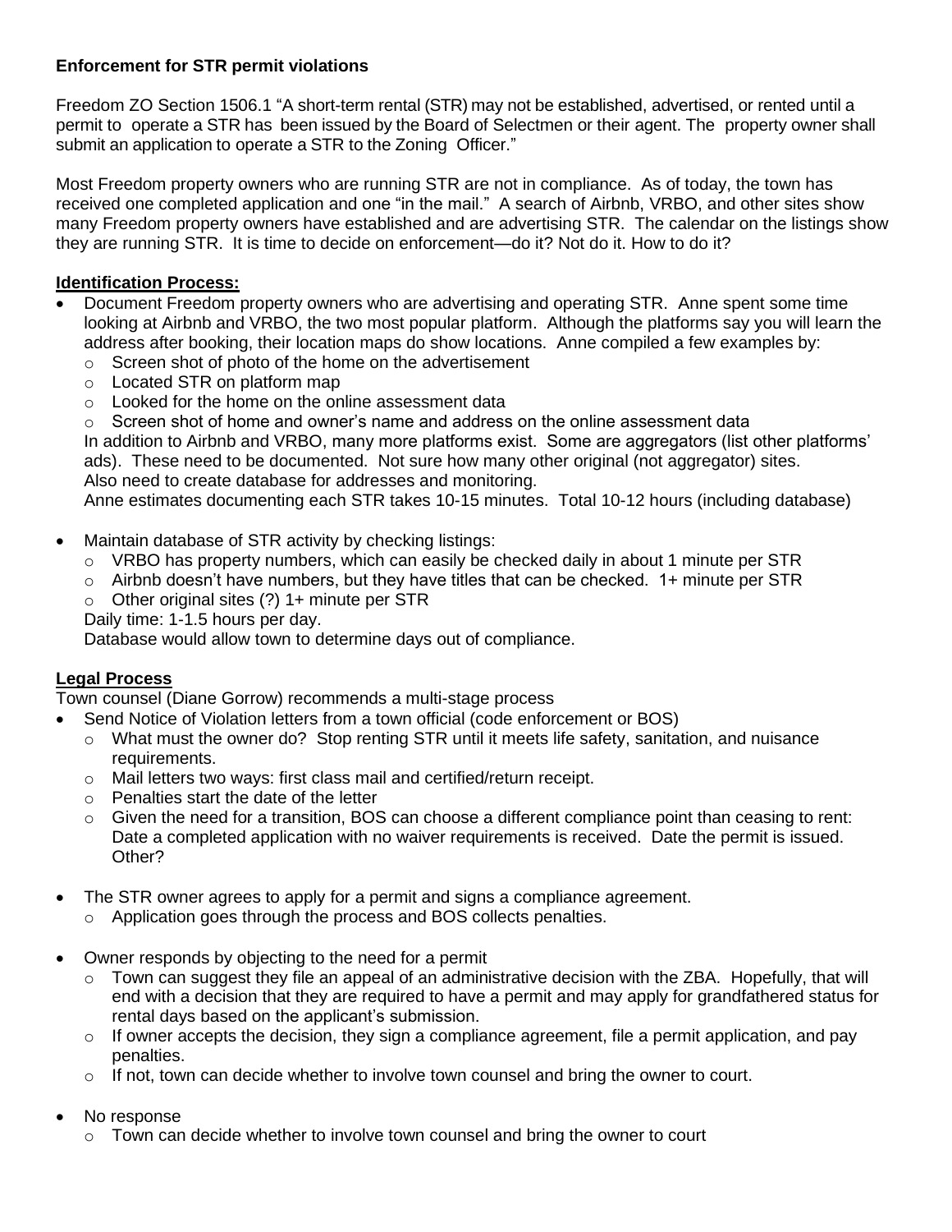**Enforcement for STR permit violations**

Freedom ZO Section 1506.1 "A short-term rental (STR) may not be established, advertised, or rented until a permit to operate a STR has been issued by the Board of Selectmen or their agent. The property owner shall submit an application to operate a STR to the Zoning Officer."

Most Freedom property owners who are running STR are not in compliance. As of today, the town has received one completed application and one "in the mail." A search of Airbnb, VRBO, and other sites show many Freedom property owners have established and are advertising STR. The calendar on the listings show they are running STR. It is time to decide on enforcement—do it? Not do it. How to do it?

**Identification Process:**

- Document Freedom property owners who are advertising and operating STR. Anne spent some time looking at Airbnb and VRBO, the two most popular platform. Although the platforms say you will learn the address after booking, their location maps do show locations. Anne compiled a few examples by:
  - Screen shot of photo of the home on the advertisement
  - Located STR on platform map
  - Looked for the home on the online assessment data
  - Screen shot of home and owner's name and address on the online assessment data

  In addition to Airbnb and VRBO, many more platforms exist. Some are aggregators (list other platforms' ads). These need to be documented. Not sure how many other original (not aggregator) sites.
  Also need to create database for addresses and monitoring.
  Anne estimates documenting each STR takes 10-15 minutes. Total 10-12 hours (including database)

- Maintain database of STR activity by checking listings:
  - VRBO has property numbers, which can easily be checked daily in about 1 minute per STR
  - Airbnb doesn't have numbers, but they have titles that can be checked. 1+ minute per STR
  - Other original sites (?) 1+ minute per STR

  Daily time: 1-1.5 hours per day.
  Database would allow town to determine days out of compliance.

**Legal Process**

Town counsel (Diane Gorrow) recommends a multi-stage process

- Send Notice of Violation letters from a town official (code enforcement or BOS)
  - What must the owner do? Stop renting STR until it meets life safety, sanitation, and nuisance requirements.
  - Mail letters two ways: first class mail and certified/return receipt.
  - Penalties start the date of the letter
  - Given the need for a transition, BOS can choose a different compliance point than ceasing to rent: Date a completed application with no waiver requirements is received. Date the permit is issued. Other?

- The STR owner agrees to apply for a permit and signs a compliance agreement.
  - Application goes through the process and BOS collects penalties.

- Owner responds by objecting to the need for a permit
  - Town can suggest they file an appeal of an administrative decision with the ZBA. Hopefully, that will end with a decision that they are required to have a permit and may apply for grandfathered status for rental days based on the applicant's submission.
  - If owner accepts the decision, they sign a compliance agreement, file a permit application, and pay penalties.
  - If not, town can decide whether to involve town counsel and bring the owner to court.

- No response
  - Town can decide whether to involve town counsel and bring the owner to court